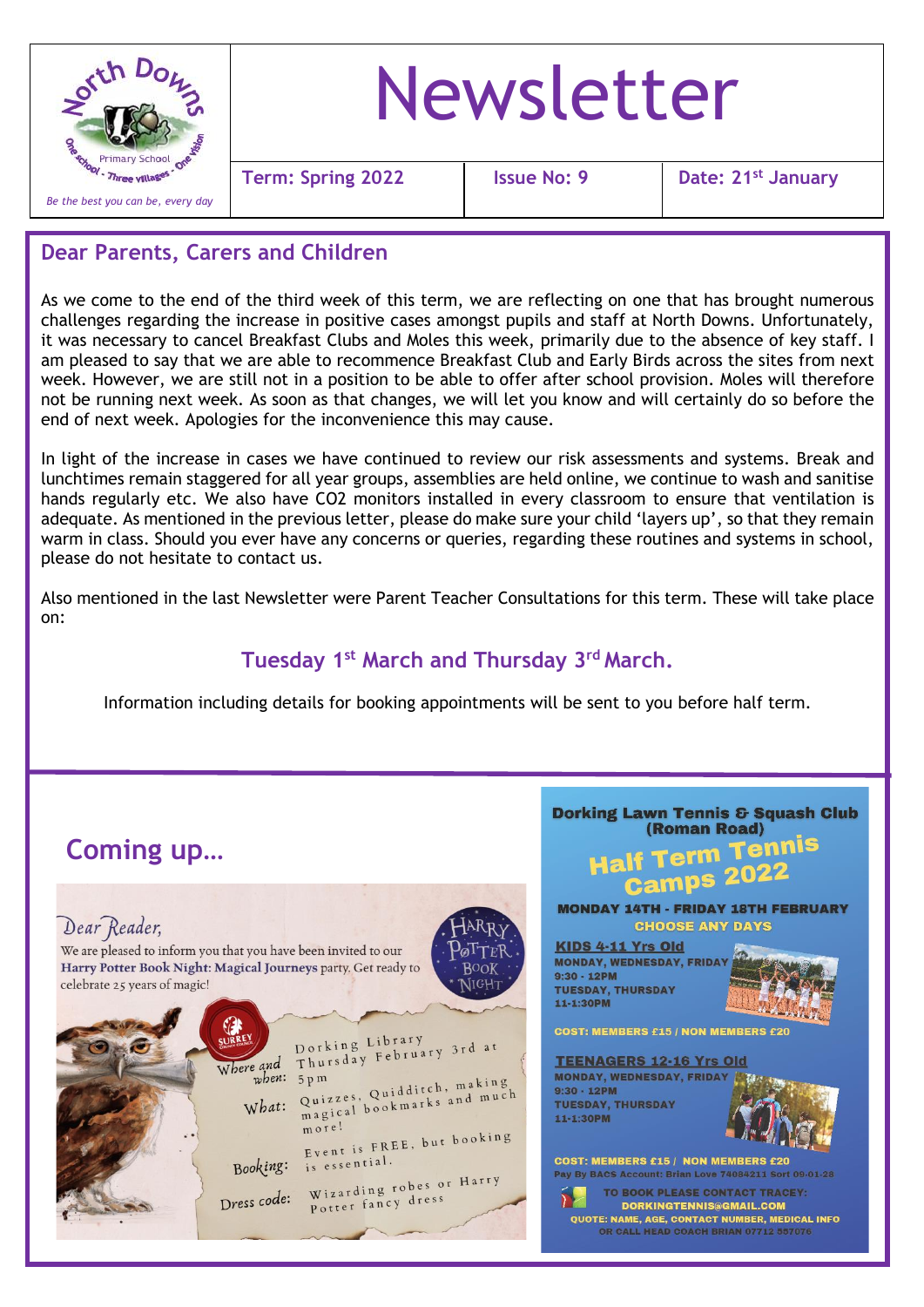North Downs Primary School — One school - Three villages - One vision

*Be the best you can be, every day*

# Newsletter

**Term: Spring 2022** | **Issue No: 9** | **Date: 21st January**

## Dear Parents, Carers and Children

As we come to the end of the third week of this term, we are reflecting on one that has brought numerous challenges regarding the increase in positive cases amongst pupils and staff at North Downs. Unfortunately, it was necessary to cancel Breakfast Clubs and Moles this week, primarily due to the absence of key staff. I am pleased to say that we are able to recommence Breakfast Club and Early Birds across the sites from next week. However, we are still not in a position to be able to offer after school provision. Moles will therefore not be running next week. As soon as that changes, we will let you know and will certainly do so before the end of next week. Apologies for the inconvenience this may cause.

In light of the increase in cases we have continued to review our risk assessments and systems. Break and lunchtimes remain staggered for all year groups, assemblies are held online, we continue to wash and sanitise hands regularly etc. We also have $CO_2$ monitors installed in every classroom to ensure that ventilation is adequate. As mentioned in the previous letter, please do make sure your child 'layers up', so that they remain warm in class. Should you ever have any concerns or queries, regarding these routines and systems in school, please do not hesitate to contact us.

Also mentioned in the last Newsletter were Parent Teacher Consultations for this term. These will take place on:

### Tuesday 1st March and Thursday 3rd March.

Information including details for booking appointments will be sent to you before half term.

## Coming up…

*Dear Reader,*

We are pleased to inform you that you have been invited to our **Harry Potter Book Night: Magical Journeys** party. Get ready to celebrate 25 years of magic!

HARRY POTTER BOOK NIGHT

SURREY COUNTY COUNCIL

**Where and when:** Dorking Library Thursday February 3rd at 5pm

**What:** Quizzes, Quidditch, making magical bookmarks and much more!

**Booking:** Event is FREE, but booking is essential.

**Dress code:** Wizarding robes or Harry Potter fancy dress

**Dorking Lawn Tennis & Squash Club (Roman Road)**

**Half Term Tennis Camps 2022**

**MONDAY 14TH - FRIDAY 18TH FEBRUARY**
**CHOOSE ANY DAYS**

**KIDS 4-11 Yrs Old**
MONDAY, WEDNESDAY, FRIDAY
9:30 - 12PM
TUESDAY, THURSDAY
11-1:30PM

COST: MEMBERS £15 / NON MEMBERS £20

**TEENAGERS 12-16 Yrs Old**
MONDAY, WEDNESDAY, FRIDAY
9:30 - 12PM
TUESDAY, THURSDAY
11-1:30PM

COST: MEMBERS £15 / NON MEMBERS £20

Pay By BACS Account: Brian Love 74084211 Sort 09-01-28

TO BOOK PLEASE CONTACT TRACEY:
DORKINGTENNIS@GMAIL.COM
QUOTE: NAME, AGE, CONTACT NUMBER, MEDICAL INFO
OR CALL HEAD COACH BRIAN 07712 557076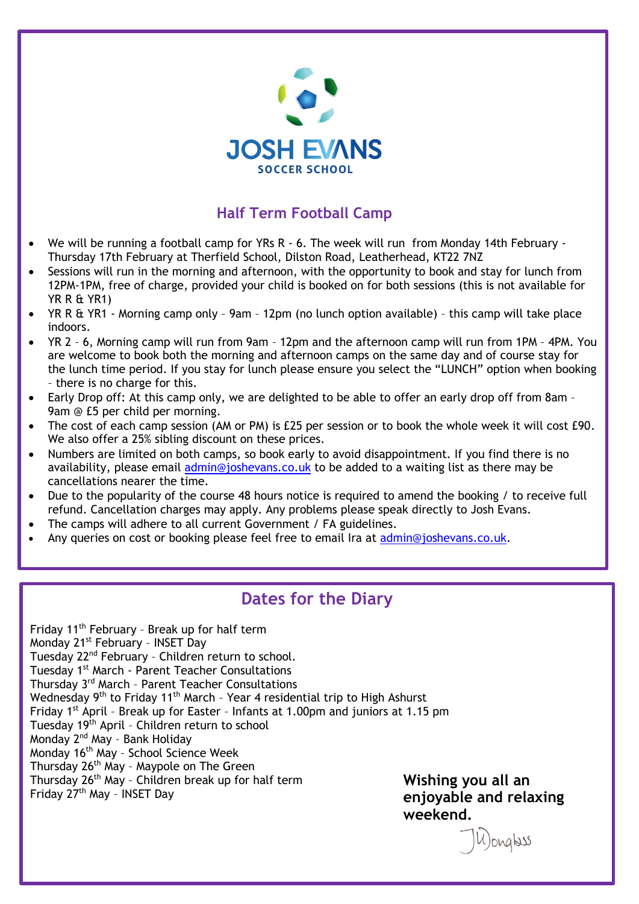JOSH EVANS
SOCCER SCHOOL

## Half Term Football Camp

- We will be running a football camp for YRs R - 6. The week will run from Monday 14th February - Thursday 17th February at Therfield School, Dilston Road, Leatherhead, KT22 7NZ
- Sessions will run in the morning and afternoon, with the opportunity to book and stay for lunch from 12PM-1PM, free of charge, provided your child is booked on for both sessions (this is not available for YR R & YR1)
- YR R & YR1 - Morning camp only – 9am – 12pm (no lunch option available) – this camp will take place indoors.
- YR 2 – 6, Morning camp will run from 9am – 12pm and the afternoon camp will run from 1PM – 4PM. You are welcome to book both the morning and afternoon camps on the same day and of course stay for the lunch time period. If you stay for lunch please ensure you select the "LUNCH" option when booking – there is no charge for this.
- Early Drop off: At this camp only, we are delighted to be able to offer an early drop off from 8am – 9am @ £5 per child per morning.
- The cost of each camp session (AM or PM) is £25 per session or to book the whole week it will cost £90. We also offer a 25% sibling discount on these prices.
- Numbers are limited on both camps, so book early to avoid disappointment. If you find there is no availability, please email admin@joshevans.co.uk to be added to a waiting list as there may be cancellations nearer the time.
- Due to the popularity of the course 48 hours notice is required to amend the booking / to receive full refund. Cancellation charges may apply. Any problems please speak directly to Josh Evans.
- The camps will adhere to all current Government / FA guidelines.
- Any queries on cost or booking please feel free to email Ira at admin@joshevans.co.uk.

## Dates for the Diary

Friday 11th February – Break up for half term
Monday 21st February – INSET Day
Tuesday 22nd February – Children return to school.
Tuesday 1st March - Parent Teacher Consultations
Thursday 3rd March – Parent Teacher Consultations
Wednesday 9th to Friday 11th March – Year 4 residential trip to High Ashurst
Friday 1st April – Break up for Easter – Infants at 1.00pm and juniors at 1.15 pm
Tuesday 19th April – Children return to school
Monday 2nd May – Bank Holiday
Monday 16th May – School Science Week
Thursday 26th May – Maypole on The Green
Thursday 26th May – Children break up for half term
Friday 27th May – INSET Day

**Wishing you all an enjoyable and relaxing weekend.**

J Douglass